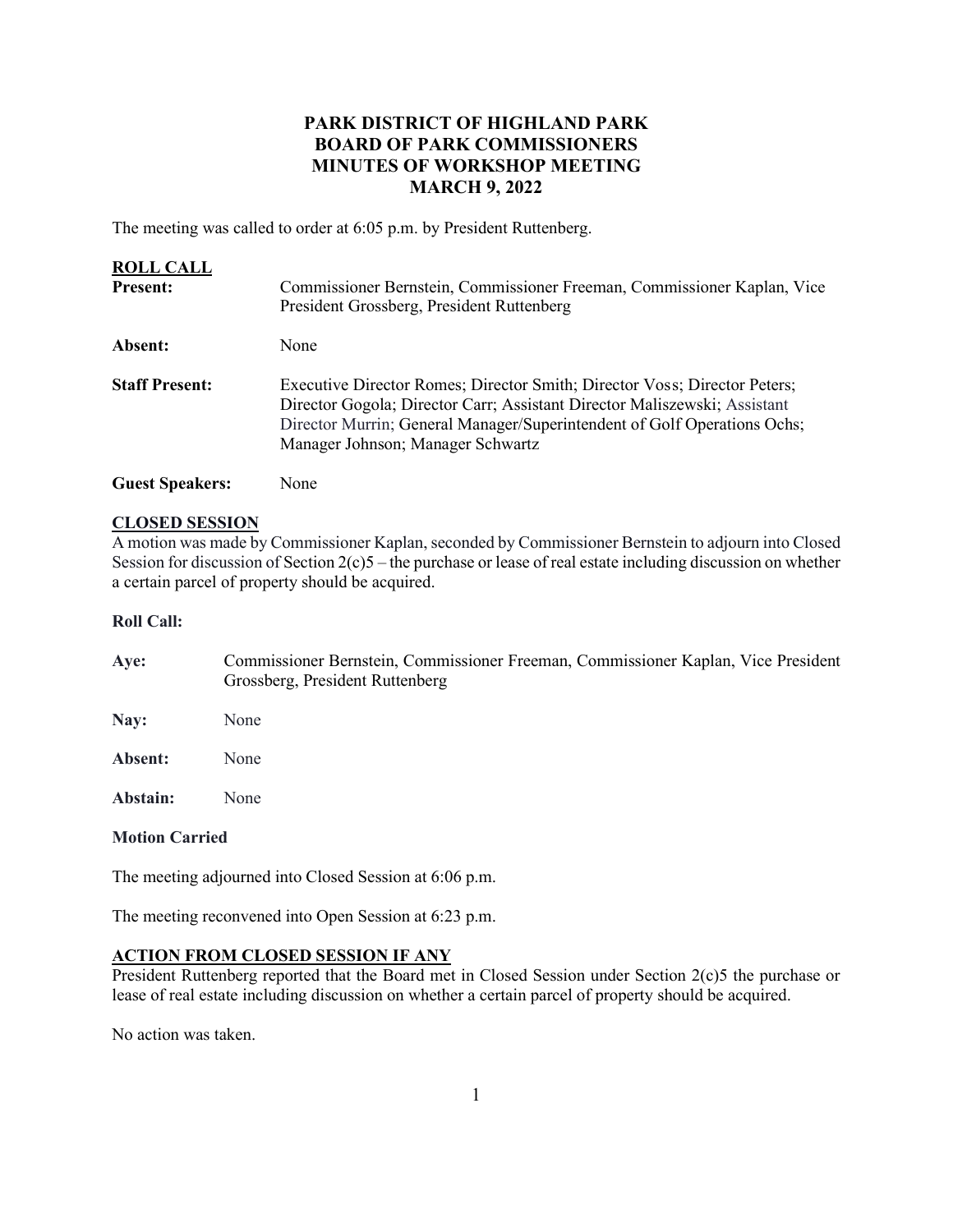# PARK DISTRICT OF HIGHLAND PARK
# BOARD OF PARK COMMISSIONERS
# MINUTES OF WORKSHOP MEETING
# MARCH 9, 2022

The meeting was called to order at 6:05 p.m. by President Ruttenberg.

**ROLL CALL**

**Present:** Commissioner Bernstein, Commissioner Freeman, Commissioner Kaplan, Vice President Grossberg, President Ruttenberg

**Absent:** None

**Staff Present:** Executive Director Romes; Director Smith; Director Voss; Director Peters; Director Gogola; Director Carr; Assistant Director Maliszewski; Assistant Director Murrin; General Manager/Superintendent of Golf Operations Ochs; Manager Johnson; Manager Schwartz

**Guest Speakers:** None

**CLOSED SESSION**

A motion was made by Commissioner Kaplan, seconded by Commissioner Bernstein to adjourn into Closed Session for discussion of Section 2(c)5 – the purchase or lease of real estate including discussion on whether a certain parcel of property should be acquired.

**Roll Call:**

**Aye:** Commissioner Bernstein, Commissioner Freeman, Commissioner Kaplan, Vice President Grossberg, President Ruttenberg

**Nay:** None

**Absent:** None

**Abstain:** None

**Motion Carried**

The meeting adjourned into Closed Session at 6:06 p.m.

The meeting reconvened into Open Session at 6:23 p.m.

**ACTION FROM CLOSED SESSION IF ANY**

President Ruttenberg reported that the Board met in Closed Session under Section 2(c)5 the purchase or lease of real estate including discussion on whether a certain parcel of property should be acquired.

No action was taken.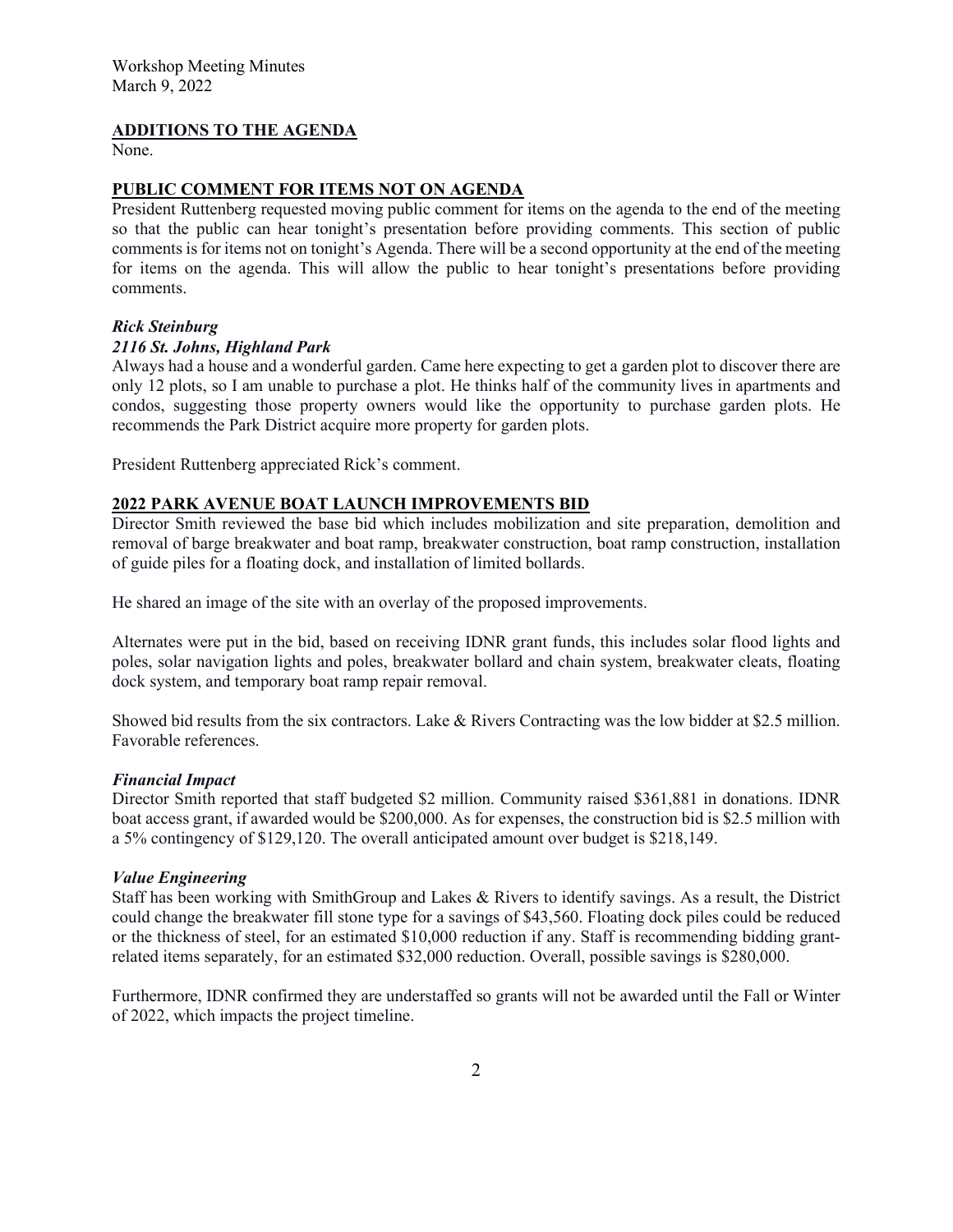## ADDITIONS TO THE AGENDA

None.

## PUBLIC COMMENT FOR ITEMS NOT ON AGENDA

President Ruttenberg requested moving public comment for items on the agenda to the end of the meeting so that the public can hear tonight's presentation before providing comments. This section of public comments is for items not on tonight's Agenda. There will be a second opportunity at the end of the meeting for items on the agenda. This will allow the public to hear tonight's presentations before providing comments.

***Rick Steinburg***
***2116 St. Johns, Highland Park***

Always had a house and a wonderful garden. Came here expecting to get a garden plot to discover there are only 12 plots, so I am unable to purchase a plot. He thinks half of the community lives in apartments and condos, suggesting those property owners would like the opportunity to purchase garden plots. He recommends the Park District acquire more property for garden plots.

President Ruttenberg appreciated Rick's comment.

## 2022 PARK AVENUE BOAT LAUNCH IMPROVEMENTS BID

Director Smith reviewed the base bid which includes mobilization and site preparation, demolition and removal of barge breakwater and boat ramp, breakwater construction, boat ramp construction, installation of guide piles for a floating dock, and installation of limited bollards.

He shared an image of the site with an overlay of the proposed improvements.

Alternates were put in the bid, based on receiving IDNR grant funds, this includes solar flood lights and poles, solar navigation lights and poles, breakwater bollard and chain system, breakwater cleats, floating dock system, and temporary boat ramp repair removal.

Showed bid results from the six contractors. Lake & Rivers Contracting was the low bidder at $2.5 million. Favorable references.

### *Financial Impact*

Director Smith reported that staff budgeted $2 million. Community raised $361,881 in donations. IDNR boat access grant, if awarded would be $200,000. As for expenses, the construction bid is $2.5 million with a 5% contingency of $129,120. The overall anticipated amount over budget is $218,149.

### *Value Engineering*

Staff has been working with SmithGroup and Lakes & Rivers to identify savings. As a result, the District could change the breakwater fill stone type for a savings of $43,560. Floating dock piles could be reduced or the thickness of steel, for an estimated $10,000 reduction if any. Staff is recommending bidding grant-related items separately, for an estimated $32,000 reduction. Overall, possible savings is $280,000.

Furthermore, IDNR confirmed they are understaffed so grants will not be awarded until the Fall or Winter of 2022, which impacts the project timeline.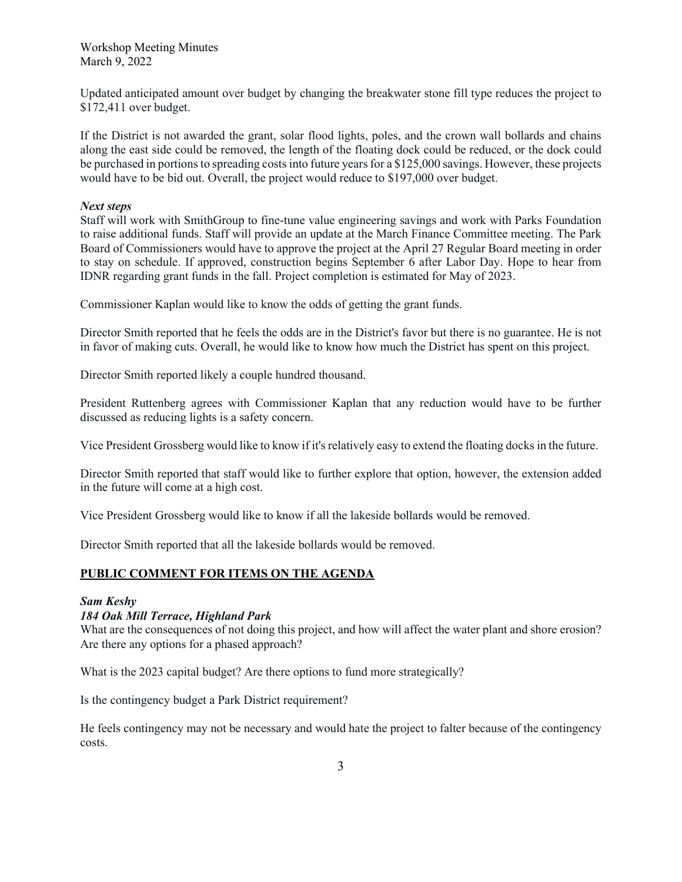Updated anticipated amount over budget by changing the breakwater stone fill type reduces the project to $172,411 over budget.

If the District is not awarded the grant, solar flood lights, poles, and the crown wall bollards and chains along the east side could be removed, the length of the floating dock could be reduced, or the dock could be purchased in portions to spreading costs into future years for a $125,000 savings. However, these projects would have to be bid out. Overall, the project would reduce to $197,000 over budget.

***Next steps***

Staff will work with SmithGroup to fine-tune value engineering savings and work with Parks Foundation to raise additional funds. Staff will provide an update at the March Finance Committee meeting. The Park Board of Commissioners would have to approve the project at the April 27 Regular Board meeting in order to stay on schedule. If approved, construction begins September 6 after Labor Day. Hope to hear from IDNR regarding grant funds in the fall. Project completion is estimated for May of 2023.

Commissioner Kaplan would like to know the odds of getting the grant funds.

Director Smith reported that he feels the odds are in the District's favor but there is no guarantee. He is not in favor of making cuts. Overall, he would like to know how much the District has spent on this project.

Director Smith reported likely a couple hundred thousand.

President Ruttenberg agrees with Commissioner Kaplan that any reduction would have to be further discussed as reducing lights is a safety concern.

Vice President Grossberg would like to know if it's relatively easy to extend the floating docks in the future.

Director Smith reported that staff would like to further explore that option, however, the extension added in the future will come at a high cost.

Vice President Grossberg would like to know if all the lakeside bollards would be removed.

Director Smith reported that all the lakeside bollards would be removed.

## PUBLIC COMMENT FOR ITEMS ON THE AGENDA

***Sam Keshy***
***184 Oak Mill Terrace, Highland Park***

What are the consequences of not doing this project, and how will affect the water plant and shore erosion? Are there any options for a phased approach?

What is the 2023 capital budget? Are there options to fund more strategically?

Is the contingency budget a Park District requirement?

He feels contingency may not be necessary and would hate the project to falter because of the contingency costs.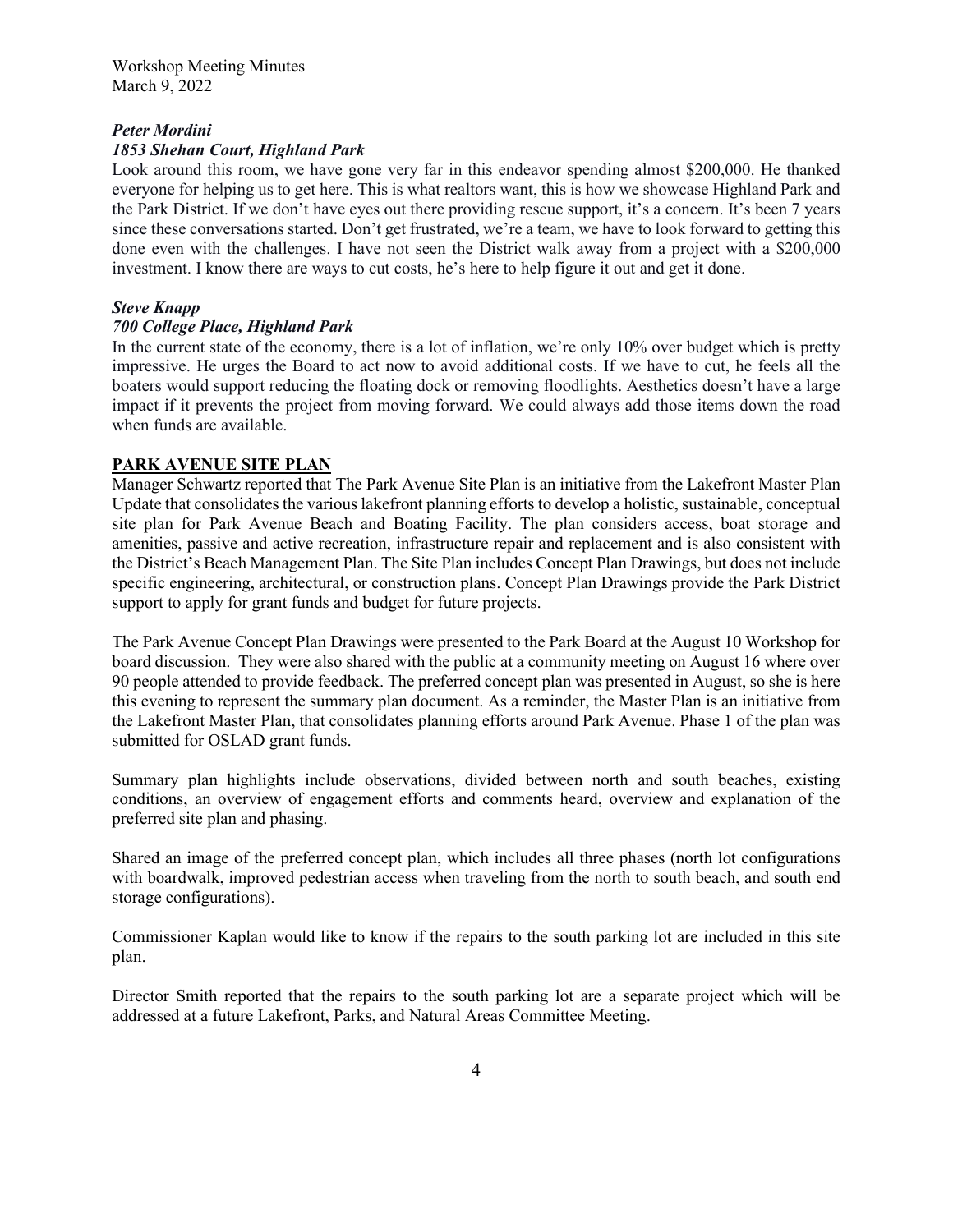***Peter Mordini***
***1853 Shehan Court, Highland Park***
Look around this room, we have gone very far in this endeavor spending almost $200,000. He thanked everyone for helping us to get here. This is what realtors want, this is how we showcase Highland Park and the Park District. If we don't have eyes out there providing rescue support, it's a concern. It's been 7 years since these conversations started. Don't get frustrated, we're a team, we have to look forward to getting this done even with the challenges. I have not seen the District walk away from a project with a $200,000 investment. I know there are ways to cut costs, he's here to help figure it out and get it done.

***Steve Knapp***
***700 College Place, Highland Park***
In the current state of the economy, there is a lot of inflation, we're only 10% over budget which is pretty impressive. He urges the Board to act now to avoid additional costs. If we have to cut, he feels all the boaters would support reducing the floating dock or removing floodlights. Aesthetics doesn't have a large impact if it prevents the project from moving forward. We could always add those items down the road when funds are available.

**PARK AVENUE SITE PLAN**

Manager Schwartz reported that The Park Avenue Site Plan is an initiative from the Lakefront Master Plan Update that consolidates the various lakefront planning efforts to develop a holistic, sustainable, conceptual site plan for Park Avenue Beach and Boating Facility. The plan considers access, boat storage and amenities, passive and active recreation, infrastructure repair and replacement and is also consistent with the District's Beach Management Plan. The Site Plan includes Concept Plan Drawings, but does not include specific engineering, architectural, or construction plans. Concept Plan Drawings provide the Park District support to apply for grant funds and budget for future projects.

The Park Avenue Concept Plan Drawings were presented to the Park Board at the August 10 Workshop for board discussion. They were also shared with the public at a community meeting on August 16 where over 90 people attended to provide feedback. The preferred concept plan was presented in August, so she is here this evening to represent the summary plan document. As a reminder, the Master Plan is an initiative from the Lakefront Master Plan, that consolidates planning efforts around Park Avenue. Phase 1 of the plan was submitted for OSLAD grant funds.

Summary plan highlights include observations, divided between north and south beaches, existing conditions, an overview of engagement efforts and comments heard, overview and explanation of the preferred site plan and phasing.

Shared an image of the preferred concept plan, which includes all three phases (north lot configurations with boardwalk, improved pedestrian access when traveling from the north to south beach, and south end storage configurations).

Commissioner Kaplan would like to know if the repairs to the south parking lot are included in this site plan.

Director Smith reported that the repairs to the south parking lot are a separate project which will be addressed at a future Lakefront, Parks, and Natural Areas Committee Meeting.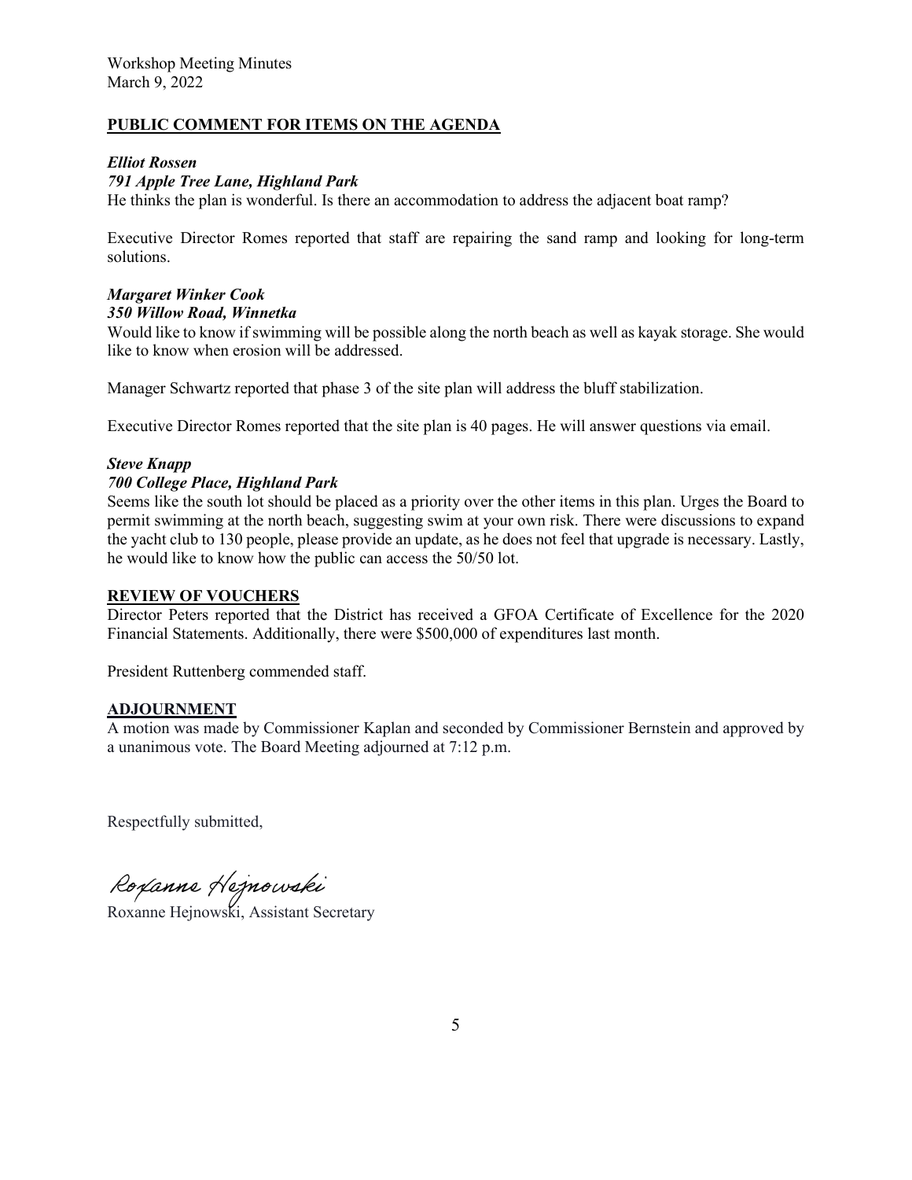## PUBLIC COMMENT FOR ITEMS ON THE AGENDA

***Elliot Rossen***
***791 Apple Tree Lane, Highland Park***
He thinks the plan is wonderful. Is there an accommodation to address the adjacent boat ramp?

Executive Director Romes reported that staff are repairing the sand ramp and looking for long-term solutions.

***Margaret Winker Cook***
***350 Willow Road, Winnetka***
Would like to know if swimming will be possible along the north beach as well as kayak storage. She would like to know when erosion will be addressed.

Manager Schwartz reported that phase 3 of the site plan will address the bluff stabilization.

Executive Director Romes reported that the site plan is 40 pages. He will answer questions via email.

***Steve Knapp***
***700 College Place, Highland Park***
Seems like the south lot should be placed as a priority over the other items in this plan. Urges the Board to permit swimming at the north beach, suggesting swim at your own risk. There were discussions to expand the yacht club to 130 people, please provide an update, as he does not feel that upgrade is necessary. Lastly, he would like to know how the public can access the 50/50 lot.

## REVIEW OF VOUCHERS

Director Peters reported that the District has received a GFOA Certificate of Excellence for the 2020 Financial Statements. Additionally, there were $500,000 of expenditures last month.

President Ruttenberg commended staff.

## ADJOURNMENT

A motion was made by Commissioner Kaplan and seconded by Commissioner Bernstein and approved by a unanimous vote. The Board Meeting adjourned at 7:12 p.m.

Respectfully submitted,

Roxanne Hejnowski

Roxanne Hejnowski, Assistant Secretary